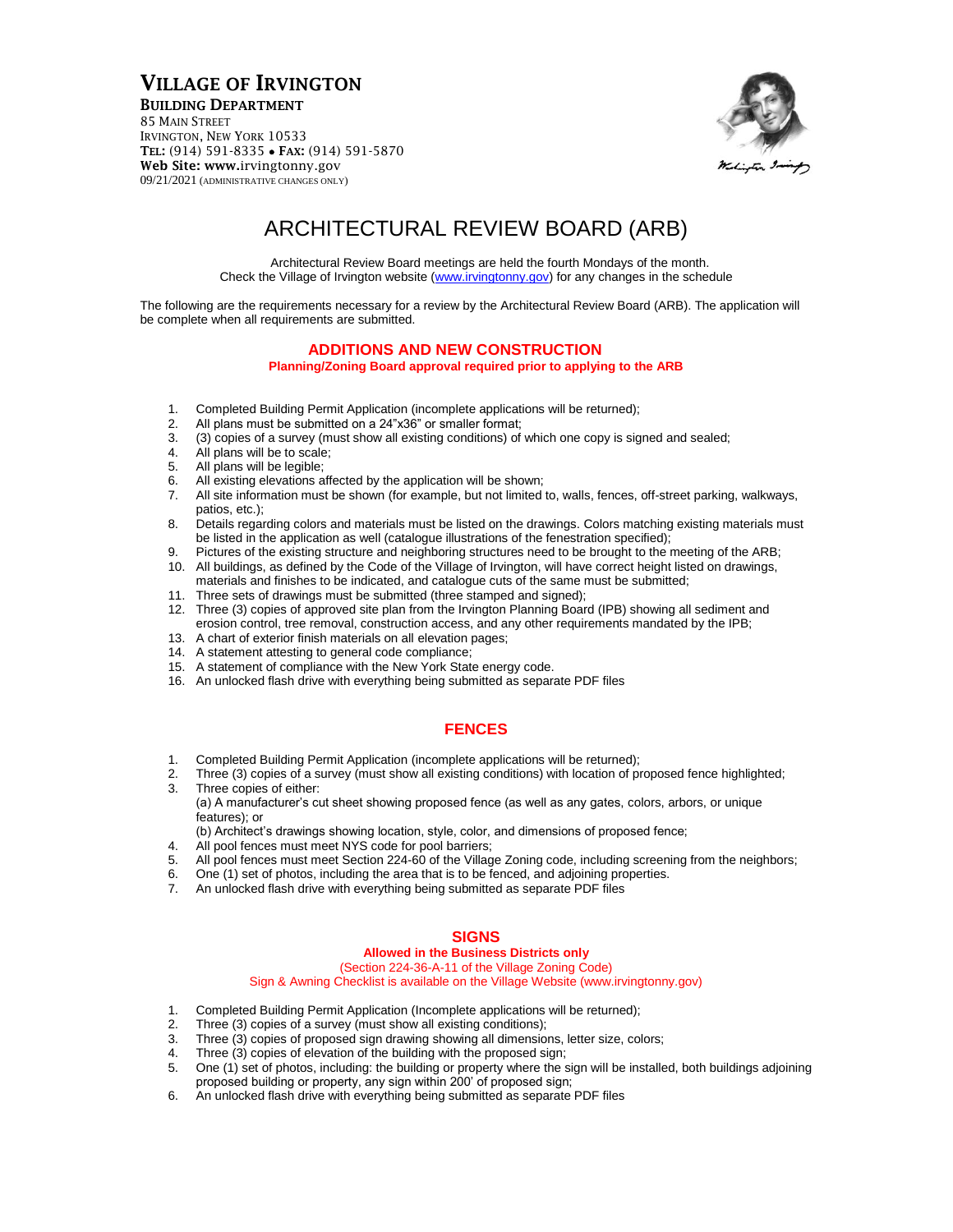# Village of Irvington

**Building Department**
85 Main Street
Irvington, New York 10533
**Tel:** (914) 591-8335 • **Fax:** (914) 591-5870
**Web Site: www.**irvingtonny.gov
09/21/2021 (administrative changes only)

# ARCHITECTURAL REVIEW BOARD (ARB)

Architectural Review Board meetings are held the fourth Mondays of the month.
Check the Village of Irvington website (www.irvingtonny.gov) for any changes in the schedule

The following are the requirements necessary for a review by the Architectural Review Board (ARB). The application will be complete when all requirements are submitted.

## ADDITIONS AND NEW CONSTRUCTION

**Planning/Zoning Board approval required prior to applying to the ARB**

1. Completed Building Permit Application (incomplete applications will be returned);
2. All plans must be submitted on a 24"x36" or smaller format;
3. (3) copies of a survey (must show all existing conditions) of which one copy is signed and sealed;
4. All plans will be to scale;
5. All plans will be legible;
6. All existing elevations affected by the application will be shown;
7. All site information must be shown (for example, but not limited to, walls, fences, off-street parking, walkways, patios, etc.);
8. Details regarding colors and materials must be listed on the drawings. Colors matching existing materials must be listed in the application as well (catalogue illustrations of the fenestration specified);
9. Pictures of the existing structure and neighboring structures need to be brought to the meeting of the ARB;
10. All buildings, as defined by the Code of the Village of Irvington, will have correct height listed on drawings, materials and finishes to be indicated, and catalogue cuts of the same must be submitted;
11. Three sets of drawings must be submitted (three stamped and signed);
12. Three (3) copies of approved site plan from the Irvington Planning Board (IPB) showing all sediment and erosion control, tree removal, construction access, and any other requirements mandated by the IPB;
13. A chart of exterior finish materials on all elevation pages;
14. A statement attesting to general code compliance;
15. A statement of compliance with the New York State energy code.
16. An unlocked flash drive with everything being submitted as separate PDF files

## FENCES

1. Completed Building Permit Application (incomplete applications will be returned);
2. Three (3) copies of a survey (must show all existing conditions) with location of proposed fence highlighted;
3. Three copies of either:
   (a) A manufacturer's cut sheet showing proposed fence (as well as any gates, colors, arbors, or unique features); or
   (b) Architect's drawings showing location, style, color, and dimensions of proposed fence;
4. All pool fences must meet NYS code for pool barriers;
5. All pool fences must meet Section 224-60 of the Village Zoning code, including screening from the neighbors;
6. One (1) set of photos, including the area that is to be fenced, and adjoining properties.
7. An unlocked flash drive with everything being submitted as separate PDF files

## SIGNS

**Allowed in the Business Districts only**
(Section 224-36-A-11 of the Village Zoning Code)
Sign & Awning Checklist is available on the Village Website (www.irvingtonny.gov)

1. Completed Building Permit Application (Incomplete applications will be returned);
2. Three (3) copies of a survey (must show all existing conditions);
3. Three (3) copies of proposed sign drawing showing all dimensions, letter size, colors;
4. Three (3) copies of elevation of the building with the proposed sign;
5. One (1) set of photos, including: the building or property where the sign will be installed, both buildings adjoining proposed building or property, any sign within 200' of proposed sign;
6. An unlocked flash drive with everything being submitted as separate PDF files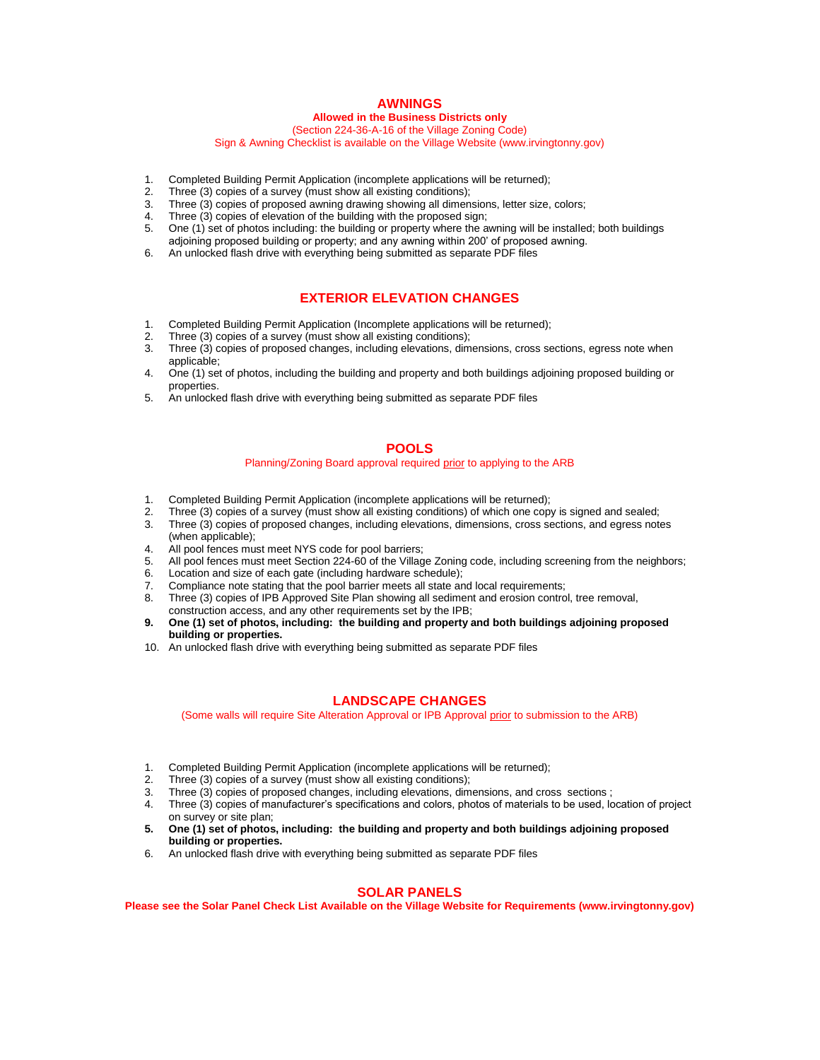## AWNINGS

**Allowed in the Business Districts only**

(Section 224-36-A-16 of the Village Zoning Code)

Sign & Awning Checklist is available on the Village Website (www.irvingtonny.gov)

1. Completed Building Permit Application (incomplete applications will be returned);
2. Three (3) copies of a survey (must show all existing conditions);
3. Three (3) copies of proposed awning drawing showing all dimensions, letter size, colors;
4. Three (3) copies of elevation of the building with the proposed sign;
5. One (1) set of photos including: the building or property where the awning will be installed; both buildings adjoining proposed building or property; and any awning within 200' of proposed awning.
6. An unlocked flash drive with everything being submitted as separate PDF files

## EXTERIOR ELEVATION CHANGES

1. Completed Building Permit Application (Incomplete applications will be returned);
2. Three (3) copies of a survey (must show all existing conditions);
3. Three (3) copies of proposed changes, including elevations, dimensions, cross sections, egress note when applicable;
4. One (1) set of photos, including the building and property and both buildings adjoining proposed building or properties.
5. An unlocked flash drive with everything being submitted as separate PDF files

## POOLS

Planning/Zoning Board approval required prior to applying to the ARB

1. Completed Building Permit Application (incomplete applications will be returned);
2. Three (3) copies of a survey (must show all existing conditions) of which one copy is signed and sealed;
3. Three (3) copies of proposed changes, including elevations, dimensions, cross sections, and egress notes (when applicable);
4. All pool fences must meet NYS code for pool barriers;
5. All pool fences must meet Section 224-60 of the Village Zoning code, including screening from the neighbors;
6. Location and size of each gate (including hardware schedule);
7. Compliance note stating that the pool barrier meets all state and local requirements;
8. Three (3) copies of IPB Approved Site Plan showing all sediment and erosion control, tree removal, construction access, and any other requirements set by the IPB;
9. **One (1) set of photos, including: the building and property and both buildings adjoining proposed building or properties.**
10. An unlocked flash drive with everything being submitted as separate PDF files

## LANDSCAPE CHANGES

(Some walls will require Site Alteration Approval or IPB Approval prior to submission to the ARB)

1. Completed Building Permit Application (incomplete applications will be returned);
2. Three (3) copies of a survey (must show all existing conditions);
3. Three (3) copies of proposed changes, including elevations, dimensions, and cross sections ;
4. Three (3) copies of manufacturer's specifications and colors, photos of materials to be used, location of project on survey or site plan;
5. **One (1) set of photos, including: the building and property and both buildings adjoining proposed building or properties.**
6. An unlocked flash drive with everything being submitted as separate PDF files

## SOLAR PANELS

**Please see the Solar Panel Check List Available on the Village Website for Requirements (www.irvingtonny.gov)**